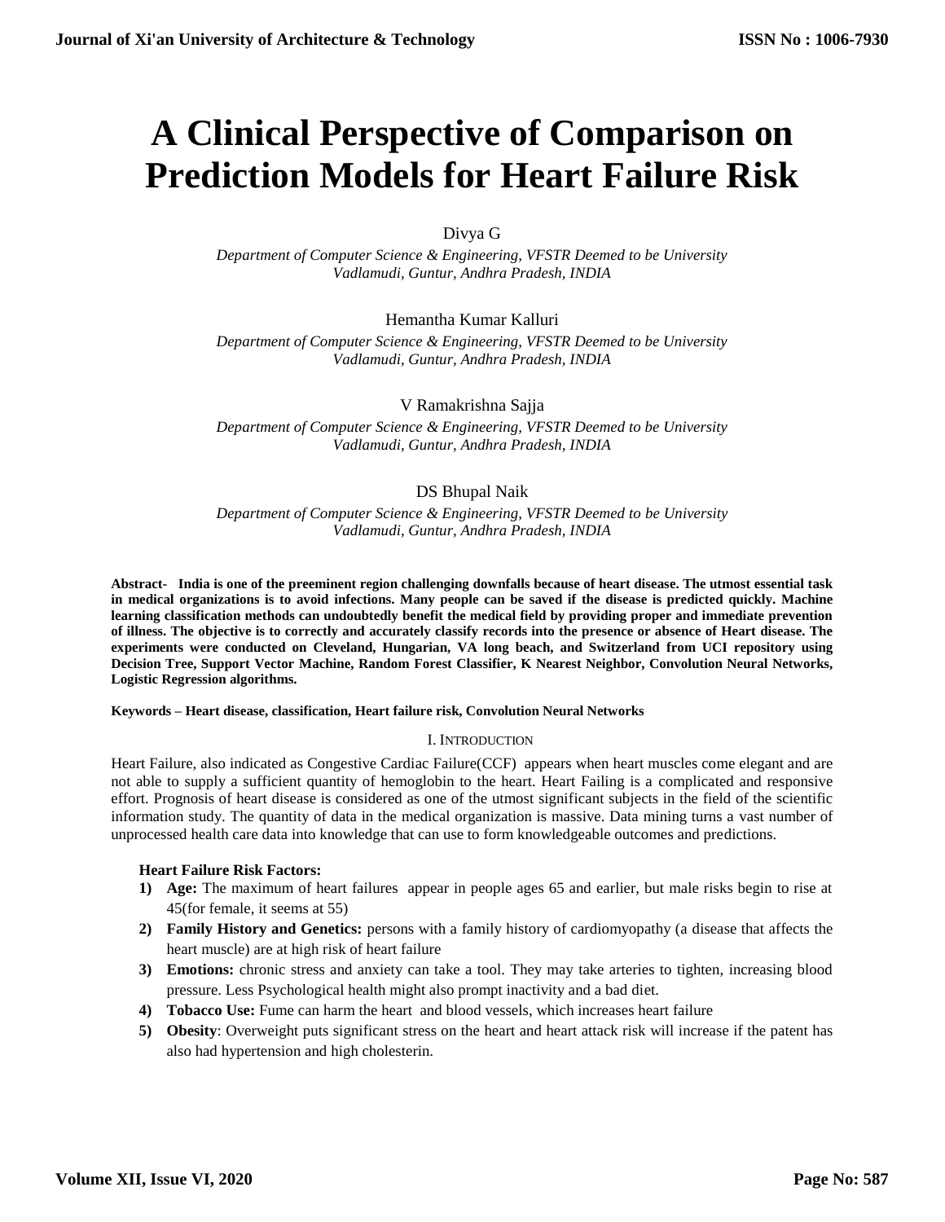# A Clinical Perspective of Comparison on Prediction Models for Heart Failure Risk

Divya G

*Department of Computer Science & Engineering, VFSTR Deemed to be University Vadlamudi, Guntur, Andhra Pradesh, INDIA*

Hemantha Kumar Kalluri

*Department of Computer Science & Engineering, VFSTR Deemed to be University Vadlamudi, Guntur, Andhra Pradesh, INDIA*

V Ramakrishna Sajja

*Department of Computer Science & Engineering, VFSTR Deemed to be University Vadlamudi, Guntur, Andhra Pradesh, INDIA*

DS Bhupal Naik

*Department of Computer Science & Engineering, VFSTR Deemed to be University Vadlamudi, Guntur, Andhra Pradesh, INDIA*

**Abstract- India is one of the preeminent region challenging downfalls because of heart disease. The utmost essential task in medical organizations is to avoid infections. Many people can be saved if the disease is predicted quickly. Machine learning classification methods can undoubtedly benefit the medical field by providing proper and immediate prevention of illness. The objective is to correctly and accurately classify records into the presence or absence of Heart disease. The experiments were conducted on Cleveland, Hungarian, VA long beach, and Switzerland from UCI repository using Decision Tree, Support Vector Machine, Random Forest Classifier, K Nearest Neighbor, Convolution Neural Networks, Logistic Regression algorithms.**

**Keywords – Heart disease, classification, Heart failure risk, Convolution Neural Networks**

## I. Introduction

Heart Failure, also indicated as Congestive Cardiac Failure(CCF) appears when heart muscles come elegant and are not able to supply a sufficient quantity of hemoglobin to the heart. Heart Failing is a complicated and responsive effort. Prognosis of heart disease is considered as one of the utmost significant subjects in the field of the scientific information study. The quantity of data in the medical organization is massive. Data mining turns a vast number of unprocessed health care data into knowledge that can use to form knowledgeable outcomes and predictions.

**Heart Failure Risk Factors:**

1) **Age:** The maximum of heart failures appear in people ages 65 and earlier, but male risks begin to rise at 45(for female, it seems at 55)
2) **Family History and Genetics:** persons with a family history of cardiomyopathy (a disease that affects the heart muscle) are at high risk of heart failure
3) **Emotions:** chronic stress and anxiety can take a tool. They may take arteries to tighten, increasing blood pressure. Less Psychological health might also prompt inactivity and a bad diet.
4) **Tobacco Use:** Fume can harm the heart and blood vessels, which increases heart failure
5) **Obesity**: Overweight puts significant stress on the heart and heart attack risk will increase if the patent has also had hypertension and high cholesterin.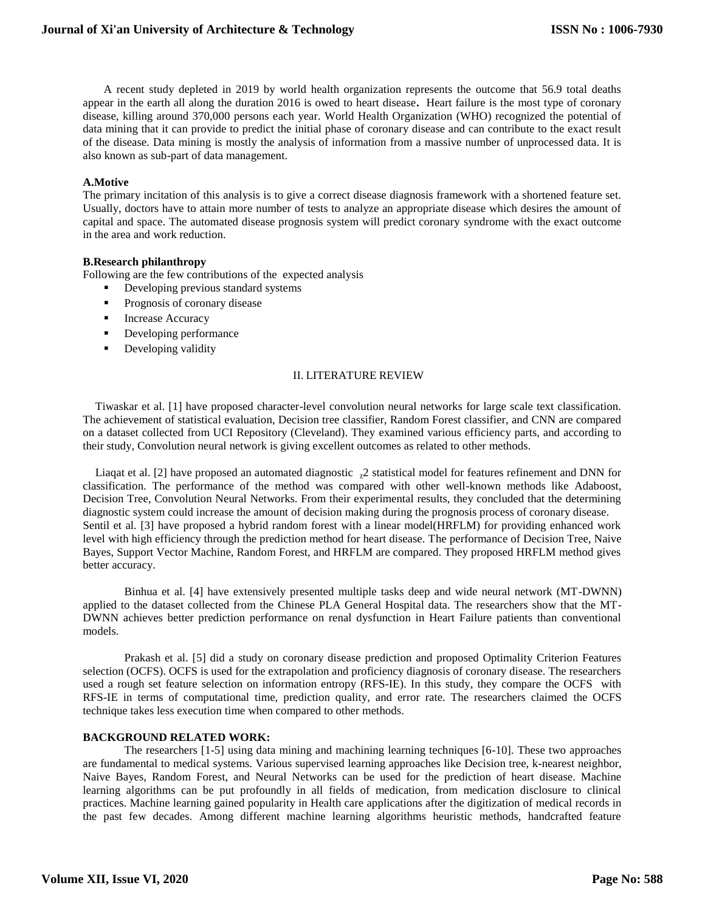A recent study depleted in 2019 by world health organization represents the outcome that 56.9 total deaths appear in the earth all along the duration 2016 is owed to heart disease**.** Heart failure is the most type of coronary disease, killing around 370,000 persons each year. World Health Organization (WHO) recognized the potential of data mining that it can provide to predict the initial phase of coronary disease and can contribute to the exact result of the disease. Data mining is mostly the analysis of information from a massive number of unprocessed data. It is also known as sub-part of data management.

**A.Motive**

The primary incitation of this analysis is to give a correct disease diagnosis framework with a shortened feature set. Usually, doctors have to attain more number of tests to analyze an appropriate disease which desires the amount of capital and space. The automated disease prognosis system will predict coronary syndrome with the exact outcome in the area and work reduction.

**B.Research philanthropy**

Following are the few contributions of the expected analysis

- Developing previous standard systems
- Prognosis of coronary disease
- Increase Accuracy
- Developing performance
- Developing validity

## II. LITERATURE REVIEW

Tiwaskar et al. [1] have proposed character-level convolution neural networks for large scale text classification. The achievement of statistical evaluation, Decision tree classifier, Random Forest classifier, and CNN are compared on a dataset collected from UCI Repository (Cleveland). They examined various efficiency parts, and according to their study, Convolution neural network is giving excellent outcomes as related to other methods.

Liaqat et al. [2] have proposed an automated diagnostic $\chi 2$ statistical model for features refinement and DNN for classification. The performance of the method was compared with other well-known methods like Adaboost, Decision Tree, Convolution Neural Networks. From their experimental results, they concluded that the determining diagnostic system could increase the amount of decision making during the prognosis process of coronary disease.
Sentil et al. [3] have proposed a hybrid random forest with a linear model(HRFLM) for providing enhanced work level with high efficiency through the prediction method for heart disease. The performance of Decision Tree, Naive Bayes, Support Vector Machine, Random Forest, and HRFLM are compared. They proposed HRFLM method gives better accuracy.

Binhua et al. [4] have extensively presented multiple tasks deep and wide neural network (MT-DWNN) applied to the dataset collected from the Chinese PLA General Hospital data. The researchers show that the MT-DWNN achieves better prediction performance on renal dysfunction in Heart Failure patients than conventional models.

Prakash et al. [5] did a study on coronary disease prediction and proposed Optimality Criterion Features selection (OCFS). OCFS is used for the extrapolation and proficiency diagnosis of coronary disease. The researchers used a rough set feature selection on information entropy (RFS-IE). In this study, they compare the OCFS with RFS-IE in terms of computational time, prediction quality, and error rate. The researchers claimed the OCFS technique takes less execution time when compared to other methods.

**BACKGROUND RELATED WORK:**

The researchers [1-5] using data mining and machining learning techniques [6-10]. These two approaches are fundamental to medical systems. Various supervised learning approaches like Decision tree, k-nearest neighbor, Naive Bayes, Random Forest, and Neural Networks can be used for the prediction of heart disease. Machine learning algorithms can be put profoundly in all fields of medication, from medication disclosure to clinical practices. Machine learning gained popularity in Health care applications after the digitization of medical records in the past few decades. Among different machine learning algorithms heuristic methods, handcrafted feature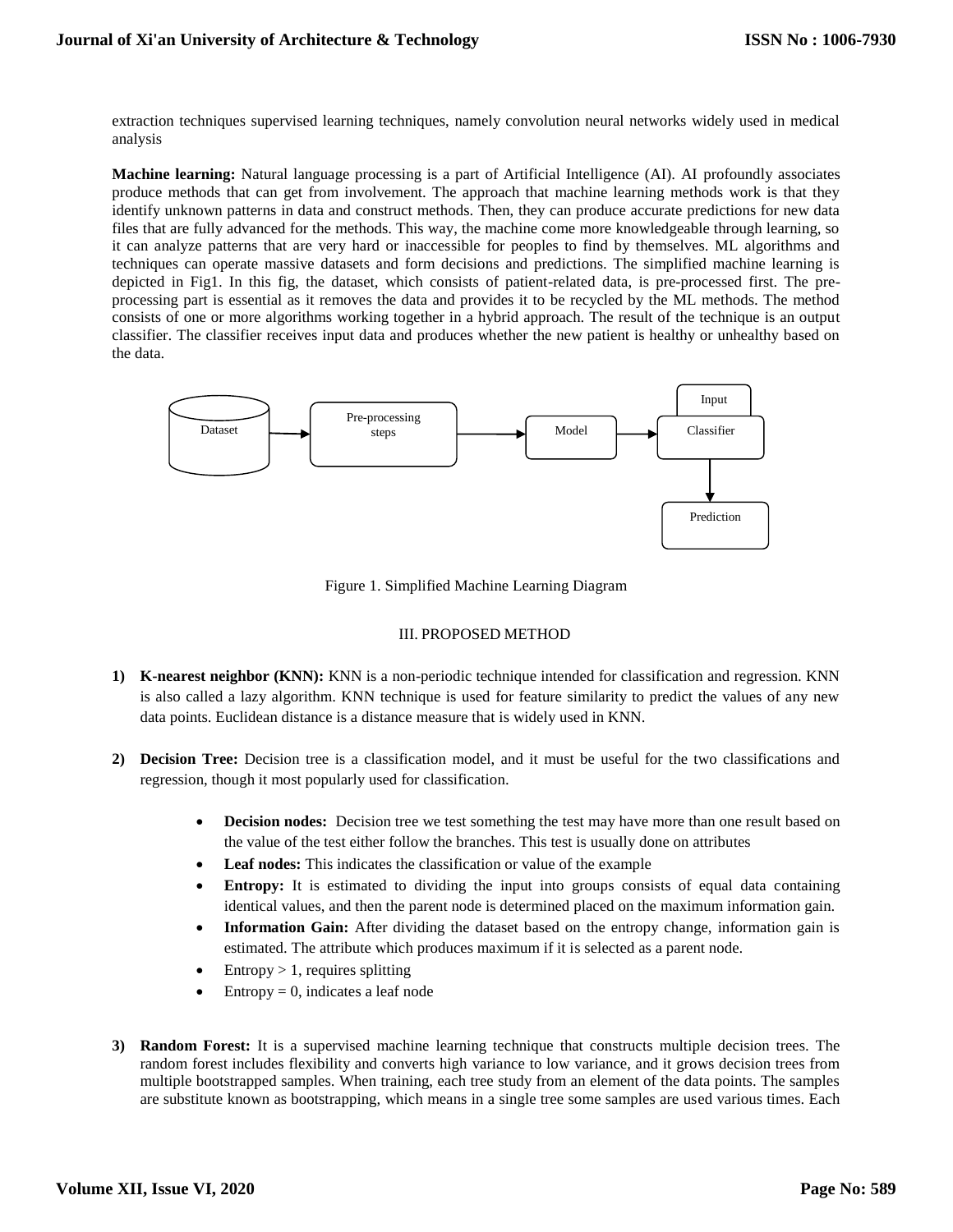extraction techniques supervised learning techniques, namely convolution neural networks widely used in medical analysis

**Machine learning:** Natural language processing is a part of Artificial Intelligence (AI). AI profoundly associates produce methods that can get from involvement. The approach that machine learning methods work is that they identify unknown patterns in data and construct methods. Then, they can produce accurate predictions for new data files that are fully advanced for the methods. This way, the machine come more knowledgeable through learning, so it can analyze patterns that are very hard or inaccessible for peoples to find by themselves. ML algorithms and techniques can operate massive datasets and form decisions and predictions. The simplified machine learning is depicted in Fig1. In this fig, the dataset, which consists of patient-related data, is pre-processed first. The pre-processing part is essential as it removes the data and provides it to be recycled by the ML methods. The method consists of one or more algorithms working together in a hybrid approach. The result of the technique is an output classifier. The classifier receives input data and produces whether the new patient is healthy or unhealthy based on the data.

Dataset → Pre-processing steps → Model → Classifier (Input) → Prediction

Figure 1. Simplified Machine Learning Diagram

## III. PROPOSED METHOD

1) **K-nearest neighbor (KNN):** KNN is a non-periodic technique intended for classification and regression. KNN is also called a lazy algorithm. KNN technique is used for feature similarity to predict the values of any new data points. Euclidean distance is a distance measure that is widely used in KNN.

2) **Decision Tree:** Decision tree is a classification model, and it must be useful for the two classifications and regression, though it most popularly used for classification.

    - **Decision nodes:** Decision tree we test something the test may have more than one result based on the value of the test either follow the branches. This test is usually done on attributes
    - **Leaf nodes:** This indicates the classification or value of the example
    - **Entropy:** It is estimated to dividing the input into groups consists of equal data containing identical values, and then the parent node is determined placed on the maximum information gain.
    - **Information Gain:** After dividing the dataset based on the entropy change, information gain is estimated. The attribute which produces maximum if it is selected as a parent node.
    - Entropy > 1, requires splitting
    - Entropy = 0, indicates a leaf node

3) **Random Forest:** It is a supervised machine learning technique that constructs multiple decision trees. The random forest includes flexibility and converts high variance to low variance, and it grows decision trees from multiple bootstrapped samples. When training, each tree study from an element of the data points. The samples are substitute known as bootstrapping, which means in a single tree some samples are used various times. Each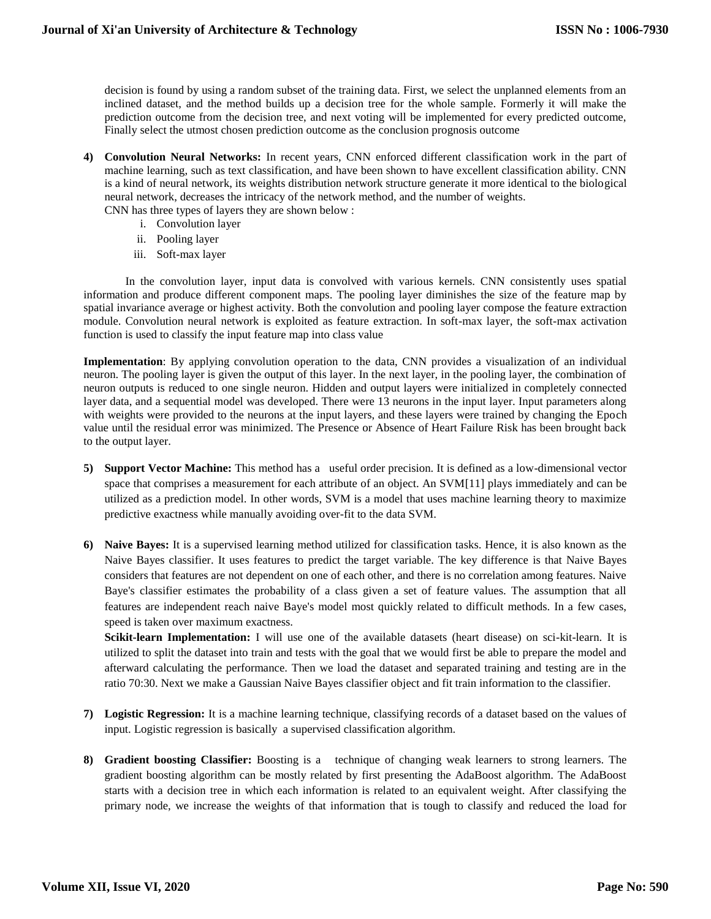decision is found by using a random subset of the training data. First, we select the unplanned elements from an inclined dataset, and the method builds up a decision tree for the whole sample. Formerly it will make the prediction outcome from the decision tree, and next voting will be implemented for every predicted outcome, Finally select the utmost chosen prediction outcome as the conclusion prognosis outcome

4) **Convolution Neural Networks:** In recent years, CNN enforced different classification work in the part of machine learning, such as text classification, and have been shown to have excellent classification ability. CNN is a kind of neural network, its weights distribution network structure generate it more identical to the biological neural network, decreases the intricacy of the network method, and the number of weights.
   CNN has three types of layers they are shown below :
   i. Convolution layer
   ii. Pooling layer
   iii. Soft-max layer

In the convolution layer, input data is convolved with various kernels. CNN consistently uses spatial information and produce different component maps. The pooling layer diminishes the size of the feature map by spatial invariance average or highest activity. Both the convolution and pooling layer compose the feature extraction module. Convolution neural network is exploited as feature extraction. In soft-max layer, the soft-max activation function is used to classify the input feature map into class value

**Implementation**: By applying convolution operation to the data, CNN provides a visualization of an individual neuron. The pooling layer is given the output of this layer. In the next layer, in the pooling layer, the combination of neuron outputs is reduced to one single neuron. Hidden and output layers were initialized in completely connected layer data, and a sequential model was developed. There were 13 neurons in the input layer. Input parameters along with weights were provided to the neurons at the input layers, and these layers were trained by changing the Epoch value until the residual error was minimized. The Presence or Absence of Heart Failure Risk has been brought back to the output layer.

5) **Support Vector Machine:** This method has a useful order precision. It is defined as a low-dimensional vector space that comprises a measurement for each attribute of an object. An SVM[11] plays immediately and can be utilized as a prediction model. In other words, SVM is a model that uses machine learning theory to maximize predictive exactness while manually avoiding over-fit to the data SVM.

6) **Naive Bayes:** It is a supervised learning method utilized for classification tasks. Hence, it is also known as the Naive Bayes classifier. It uses features to predict the target variable. The key difference is that Naive Bayes considers that features are not dependent on one of each other, and there is no correlation among features. Naive Baye's classifier estimates the probability of a class given a set of feature values. The assumption that all features are independent reach naive Baye's model most quickly related to difficult methods. In a few cases, speed is taken over maximum exactness.
   **Scikit-learn Implementation:** I will use one of the available datasets (heart disease) on sci-kit-learn. It is utilized to split the dataset into train and tests with the goal that we would first be able to prepare the model and afterward calculating the performance. Then we load the dataset and separated training and testing are in the ratio 70:30. Next we make a Gaussian Naive Bayes classifier object and fit train information to the classifier.

7) **Logistic Regression:** It is a machine learning technique, classifying records of a dataset based on the values of input. Logistic regression is basically a supervised classification algorithm.

8) **Gradient boosting Classifier:** Boosting is a technique of changing weak learners to strong learners. The gradient boosting algorithm can be mostly related by first presenting the AdaBoost algorithm. The AdaBoost starts with a decision tree in which each information is related to an equivalent weight. After classifying the primary node, we increase the weights of that information that is tough to classify and reduced the load for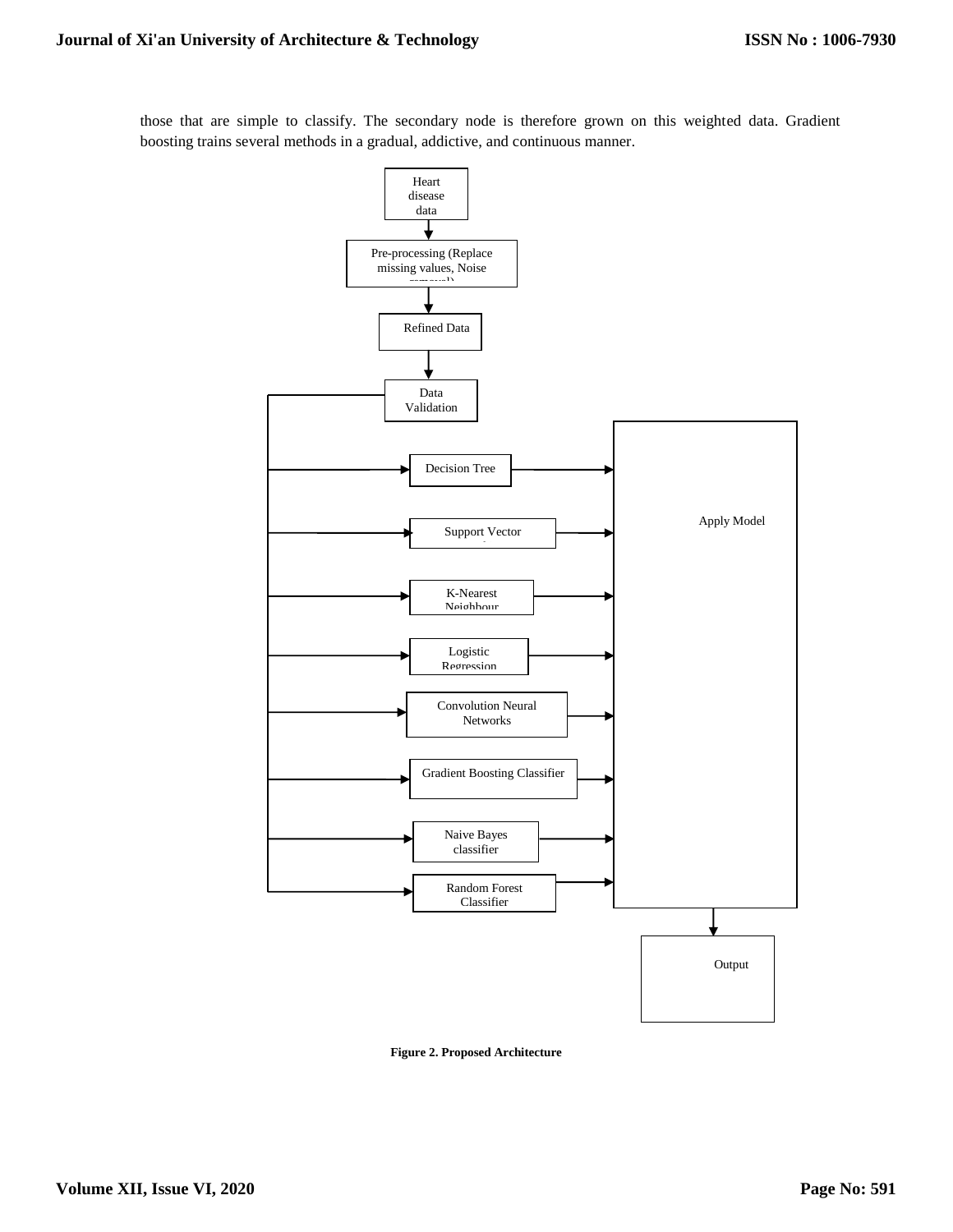those that are simple to classify. The secondary node is therefore grown on this weighted data. Gradient boosting trains several methods in a gradual, addictive, and continuous manner.

Heart disease data

Pre-processing (Replace missing values, Noise removal)

Refined Data

Data Validation

Decision Tree

Support Vector

K-Nearest Neighbour

Logistic Regression

Convolution Neural Networks

Gradient Boosting Classifier

Naive Bayes classifier

Random Forest Classifier

Apply Model

Output

**Figure 2. Proposed Architecture**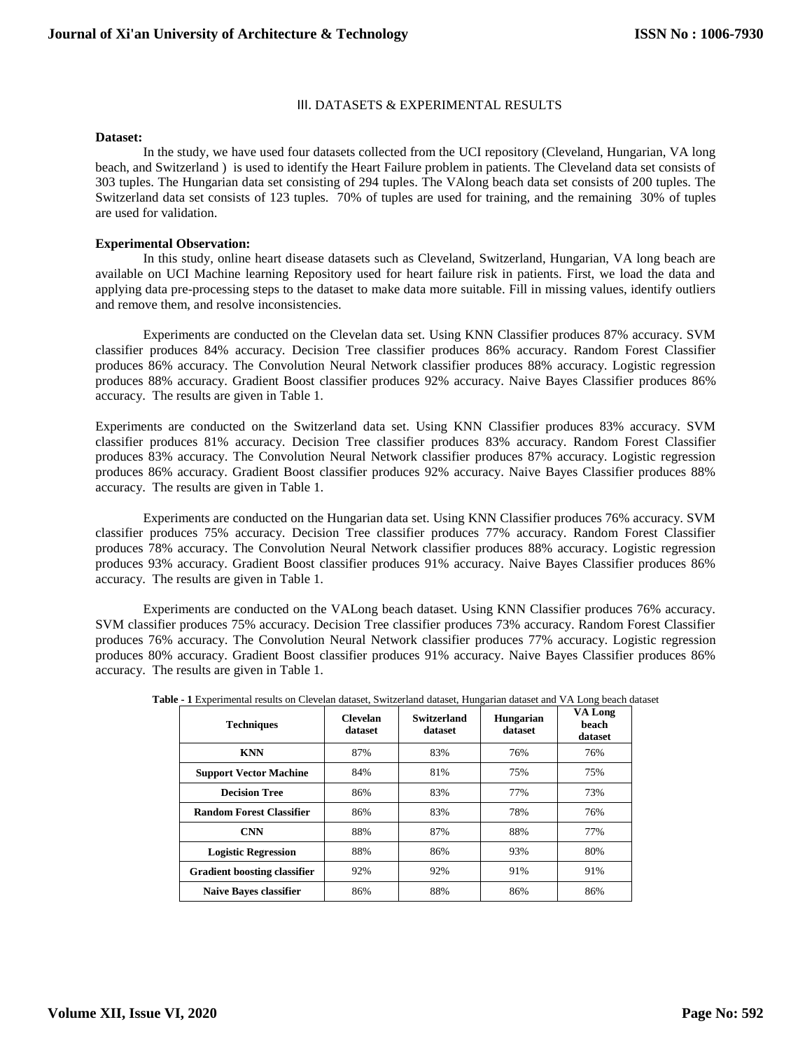## III. DATASETS & EXPERIMENTAL RESULTS

**Dataset:**

In the study, we have used four datasets collected from the UCI repository (Cleveland, Hungarian, VA long beach, and Switzerland ) is used to identify the Heart Failure problem in patients. The Cleveland data set consists of 303 tuples. The Hungarian data set consisting of 294 tuples. The VAlong beach data set consists of 200 tuples. The Switzerland data set consists of 123 tuples. 70% of tuples are used for training, and the remaining 30% of tuples are used for validation.

**Experimental Observation:**

In this study, online heart disease datasets such as Cleveland, Switzerland, Hungarian, VA long beach are available on UCI Machine learning Repository used for heart failure risk in patients. First, we load the data and applying data pre-processing steps to the dataset to make data more suitable. Fill in missing values, identify outliers and remove them, and resolve inconsistencies.

Experiments are conducted on the Clevelan data set. Using KNN Classifier produces 87% accuracy. SVM classifier produces 84% accuracy. Decision Tree classifier produces 86% accuracy. Random Forest Classifier produces 86% accuracy. The Convolution Neural Network classifier produces 88% accuracy. Logistic regression produces 88% accuracy. Gradient Boost classifier produces 92% accuracy. Naive Bayes Classifier produces 86% accuracy. The results are given in Table 1.

Experiments are conducted on the Switzerland data set. Using KNN Classifier produces 83% accuracy. SVM classifier produces 81% accuracy. Decision Tree classifier produces 83% accuracy. Random Forest Classifier produces 83% accuracy. The Convolution Neural Network classifier produces 87% accuracy. Logistic regression produces 86% accuracy. Gradient Boost classifier produces 92% accuracy. Naive Bayes Classifier produces 88% accuracy. The results are given in Table 1.

Experiments are conducted on the Hungarian data set. Using KNN Classifier produces 76% accuracy. SVM classifier produces 75% accuracy. Decision Tree classifier produces 77% accuracy. Random Forest Classifier produces 78% accuracy. The Convolution Neural Network classifier produces 88% accuracy. Logistic regression produces 93% accuracy. Gradient Boost classifier produces 91% accuracy. Naive Bayes Classifier produces 86% accuracy. The results are given in Table 1.

Experiments are conducted on the VALong beach dataset. Using KNN Classifier produces 76% accuracy. SVM classifier produces 75% accuracy. Decision Tree classifier produces 73% accuracy. Random Forest Classifier produces 76% accuracy. The Convolution Neural Network classifier produces 77% accuracy. Logistic regression produces 80% accuracy. Gradient Boost classifier produces 91% accuracy. Naive Bayes Classifier produces 86% accuracy. The results are given in Table 1.

**Table - 1** Experimental results on Clevelan dataset, Switzerland dataset, Hungarian dataset and VA Long beach dataset

| Techniques | Clevelan dataset | Switzerland dataset | Hungarian dataset | VA Long beach dataset |
|---|---|---|---|---|
| **KNN** | 87% | 83% | 76% | 76% |
| **Support Vector Machine** | 84% | 81% | 75% | 75% |
| **Decision Tree** | 86% | 83% | 77% | 73% |
| **Random Forest Classifier** | 86% | 83% | 78% | 76% |
| **CNN** | 88% | 87% | 88% | 77% |
| **Logistic Regression** | 88% | 86% | 93% | 80% |
| **Gradient boosting classifier** | 92% | 92% | 91% | 91% |
| **Naive Bayes classifier** | 86% | 88% | 86% | 86% |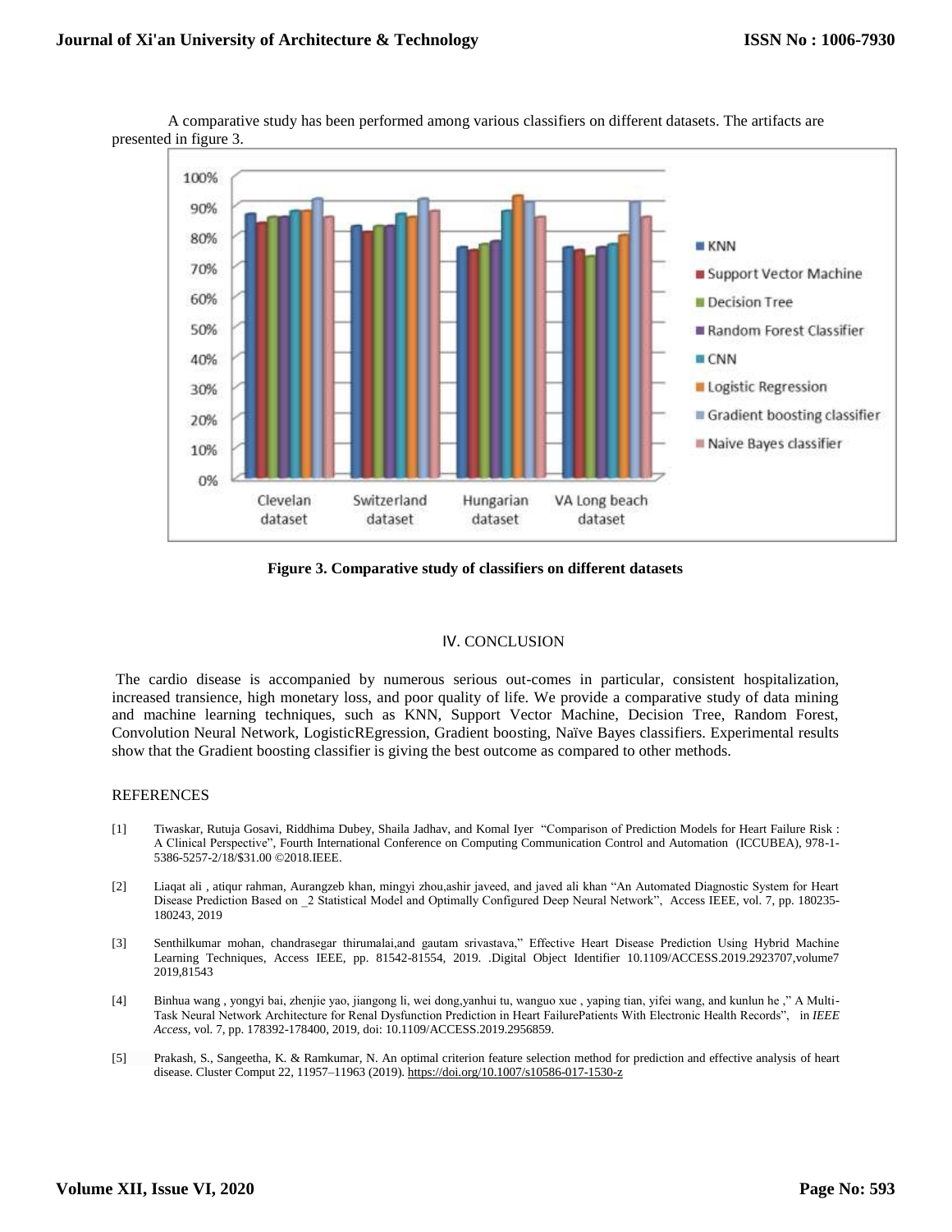A comparative study has been performed among various classifiers on different datasets. The artifacts are presented in figure 3.

**Figure 3. Comparative study of classifiers on different datasets**

## IV. CONCLUSION

The cardio disease is accompanied by numerous serious out-comes in particular, consistent hospitalization, increased transience, high monetary loss, and poor quality of life. We provide a comparative study of data mining and machine learning techniques, such as KNN, Support Vector Machine, Decision Tree, Random Forest, Convolution Neural Network, LogisticREgression, Gradient boosting, Naïve Bayes classifiers. Experimental results show that the Gradient boosting classifier is giving the best outcome as compared to other methods.

## REFERENCES

[1] Tiwaskar, Rutuja Gosavi, Riddhima Dubey, Shaila Jadhav, and Komal Iyer "Comparison of Prediction Models for Heart Failure Risk : A Clinical Perspective", Fourth International Conference on Computing Communication Control and Automation (ICCUBEA), 978-1-5386-5257-2/18/$31.00 ©2018.IEEE.

[2] Liaqat ali , atiqur rahman, Aurangzeb khan, mingyi zhou,ashir javeed, and javed ali khan "An Automated Diagnostic System for Heart Disease Prediction Based on _2 Statistical Model and Optimally Configured Deep Neural Network", Access IEEE, vol. 7, pp. 180235-180243, 2019

[3] Senthilkumar mohan, chandrasegar thirumalai,and gautam srivastava," Effective Heart Disease Prediction Using Hybrid Machine Learning Techniques, Access IEEE, pp. 81542-81554, 2019. .Digital Object Identifier 10.1109/ACCESS.2019.2923707,volume7 2019,81543

[4] Binhua wang , yongyi bai, zhenjie yao, jiangong li, wei dong,yanhui tu, wanguo xue , yaping tian, yifei wang, and kunlun he ," A Multi-Task Neural Network Architecture for Renal Dysfunction Prediction in Heart FailurePatients With Electronic Health Records", in *IEEE Access*, vol. 7, pp. 178392-178400, 2019, doi: 10.1109/ACCESS.2019.2956859.

[5] Prakash, S., Sangeetha, K. & Ramkumar, N. An optimal criterion feature selection method for prediction and effective analysis of heart disease. Cluster Comput 22, 11957–11963 (2019). https://doi.org/10.1007/s10586-017-1530-z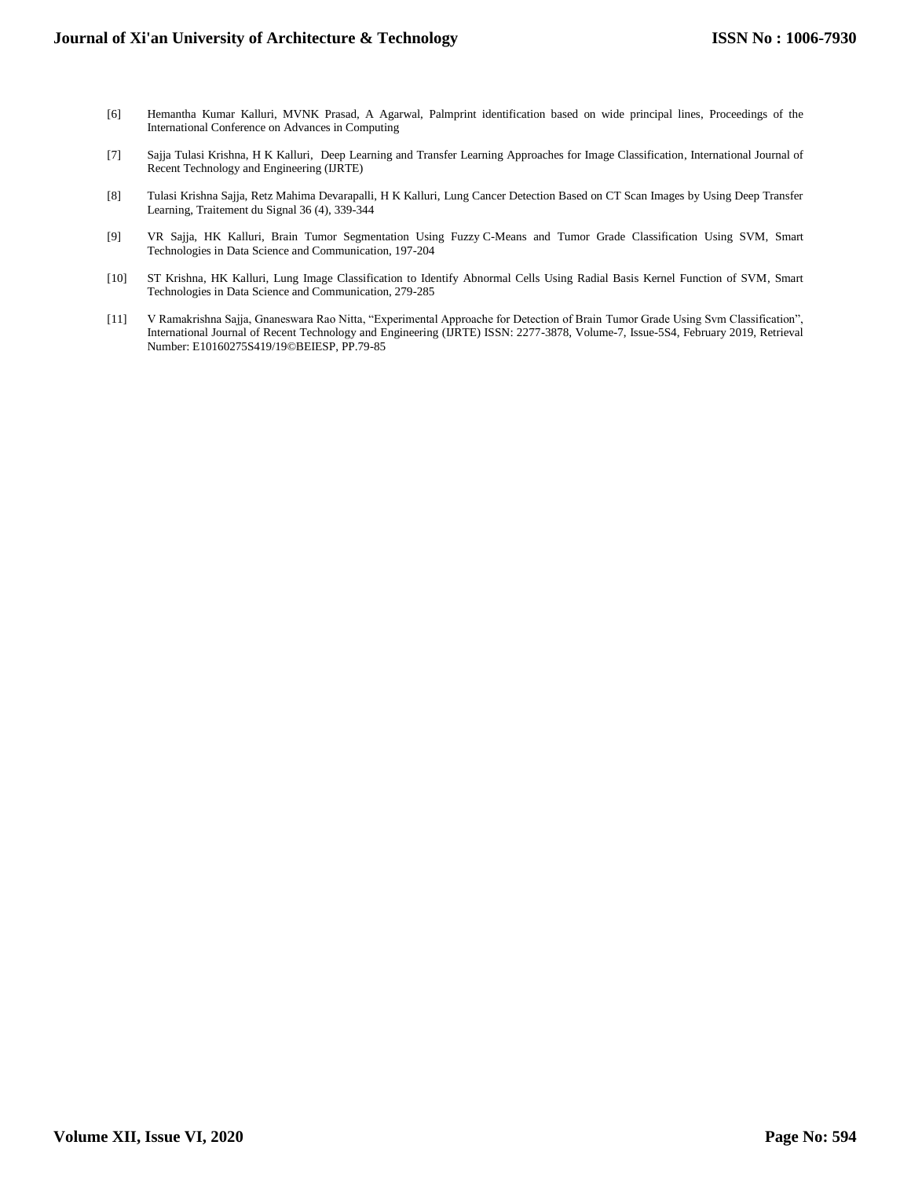[6] Hemantha Kumar Kalluri, MVNK Prasad, A Agarwal, Palmprint identification based on wide principal lines, Proceedings of the International Conference on Advances in Computing

[7] Sajja Tulasi Krishna, H K Kalluri, Deep Learning and Transfer Learning Approaches for Image Classification, International Journal of Recent Technology and Engineering (IJRTE)

[8] Tulasi Krishna Sajja, Retz Mahima Devarapalli, H K Kalluri, Lung Cancer Detection Based on CT Scan Images by Using Deep Transfer Learning, Traitement du Signal 36 (4), 339-344

[9] VR Sajja, HK Kalluri, Brain Tumor Segmentation Using Fuzzy C-Means and Tumor Grade Classification Using SVM, Smart Technologies in Data Science and Communication, 197-204

[10] ST Krishna, HK Kalluri, Lung Image Classification to Identify Abnormal Cells Using Radial Basis Kernel Function of SVM, Smart Technologies in Data Science and Communication, 279-285

[11] V Ramakrishna Sajja, Gnaneswara Rao Nitta, "Experimental Approache for Detection of Brain Tumor Grade Using Svm Classification", International Journal of Recent Technology and Engineering (IJRTE) ISSN: 2277-3878, Volume-7, Issue-5S4, February 2019, Retrieval Number: E10160275S419/19©BEIESP, PP.79-85